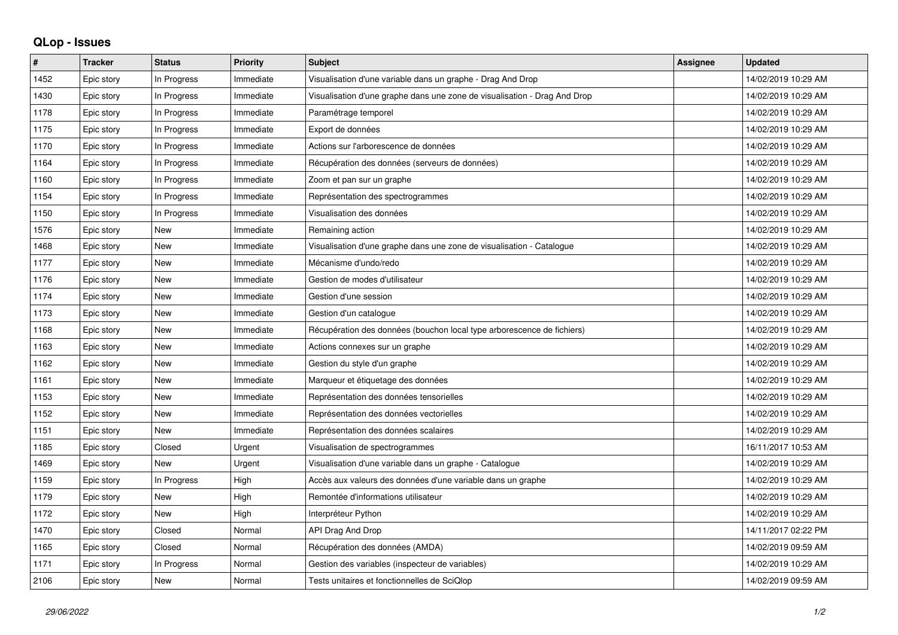## QLop - Issues

| # | Tracker | Status | Priority | Subject | Assignee | Updated |
|---|---|---|---|---|---|---|
| 1452 | Epic story | In Progress | Immediate | Visualisation d'une variable dans un graphe - Drag And Drop | | 14/02/2019 10:29 AM |
| 1430 | Epic story | In Progress | Immediate | Visualisation d'une graphe dans une zone de visualisation - Drag And Drop | | 14/02/2019 10:29 AM |
| 1178 | Epic story | In Progress | Immediate | Paramétrage temporel | | 14/02/2019 10:29 AM |
| 1175 | Epic story | In Progress | Immediate | Export de données | | 14/02/2019 10:29 AM |
| 1170 | Epic story | In Progress | Immediate | Actions sur l'arborescence de données | | 14/02/2019 10:29 AM |
| 1164 | Epic story | In Progress | Immediate | Récupération des données (serveurs de données) | | 14/02/2019 10:29 AM |
| 1160 | Epic story | In Progress | Immediate | Zoom et pan sur un graphe | | 14/02/2019 10:29 AM |
| 1154 | Epic story | In Progress | Immediate | Représentation des spectrogrammes | | 14/02/2019 10:29 AM |
| 1150 | Epic story | In Progress | Immediate | Visualisation des données | | 14/02/2019 10:29 AM |
| 1576 | Epic story | New | Immediate | Remaining action | | 14/02/2019 10:29 AM |
| 1468 | Epic story | New | Immediate | Visualisation d'une graphe dans une zone de visualisation - Catalogue | | 14/02/2019 10:29 AM |
| 1177 | Epic story | New | Immediate | Mécanisme d'undo/redo | | 14/02/2019 10:29 AM |
| 1176 | Epic story | New | Immediate | Gestion de modes d'utilisateur | | 14/02/2019 10:29 AM |
| 1174 | Epic story | New | Immediate | Gestion d'une session | | 14/02/2019 10:29 AM |
| 1173 | Epic story | New | Immediate | Gestion d'un catalogue | | 14/02/2019 10:29 AM |
| 1168 | Epic story | New | Immediate | Récupération des données (bouchon local type arborescence de fichiers) | | 14/02/2019 10:29 AM |
| 1163 | Epic story | New | Immediate | Actions connexes sur un graphe | | 14/02/2019 10:29 AM |
| 1162 | Epic story | New | Immediate | Gestion du style d'un graphe | | 14/02/2019 10:29 AM |
| 1161 | Epic story | New | Immediate | Marqueur et étiquetage des données | | 14/02/2019 10:29 AM |
| 1153 | Epic story | New | Immediate | Représentation des données tensorielles | | 14/02/2019 10:29 AM |
| 1152 | Epic story | New | Immediate | Représentation des données vectorielles | | 14/02/2019 10:29 AM |
| 1151 | Epic story | New | Immediate | Représentation des données scalaires | | 14/02/2019 10:29 AM |
| 1185 | Epic story | Closed | Urgent | Visualisation de spectrogrammes | | 16/11/2017 10:53 AM |
| 1469 | Epic story | New | Urgent | Visualisation d'une variable dans un graphe - Catalogue | | 14/02/2019 10:29 AM |
| 1159 | Epic story | In Progress | High | Accès aux valeurs des données d'une variable dans un graphe | | 14/02/2019 10:29 AM |
| 1179 | Epic story | New | High | Remontée d'informations utilisateur | | 14/02/2019 10:29 AM |
| 1172 | Epic story | New | High | Interpréteur Python | | 14/02/2019 10:29 AM |
| 1470 | Epic story | Closed | Normal | API Drag And Drop | | 14/11/2017 02:22 PM |
| 1165 | Epic story | Closed | Normal | Récupération des données (AMDA) | | 14/02/2019 09:59 AM |
| 1171 | Epic story | In Progress | Normal | Gestion des variables (inspecteur de variables) | | 14/02/2019 10:29 AM |
| 2106 | Epic story | New | Normal | Tests unitaires et fonctionnelles de SciQlop | | 14/02/2019 09:59 AM |

*29/06/2022*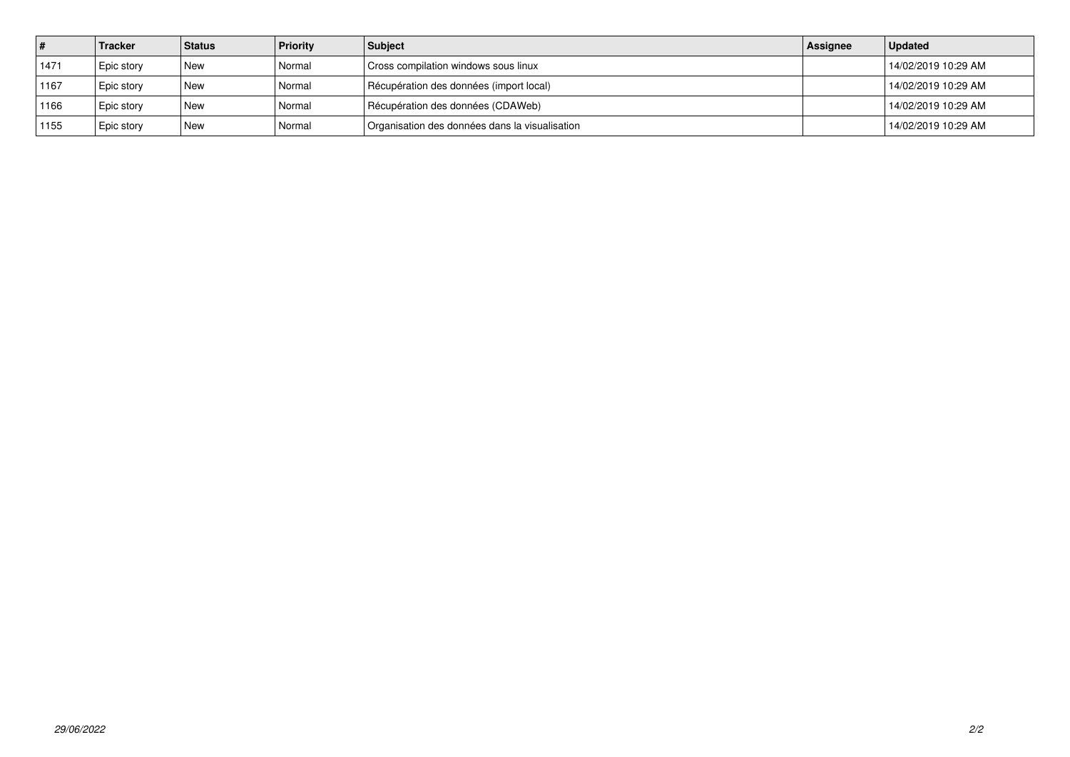| # | Tracker | Status | Priority | Subject | Assignee | Updated |
| --- | --- | --- | --- | --- | --- | --- |
| 1471 | Epic story | New | Normal | Cross compilation windows sous linux | | 14/02/2019 10:29 AM |
| 1167 | Epic story | New | Normal | Récupération des données (import local) | | 14/02/2019 10:29 AM |
| 1166 | Epic story | New | Normal | Récupération des données (CDAWeb) | | 14/02/2019 10:29 AM |
| 1155 | Epic story | New | Normal | Organisation des données dans la visualisation | | 14/02/2019 10:29 AM |